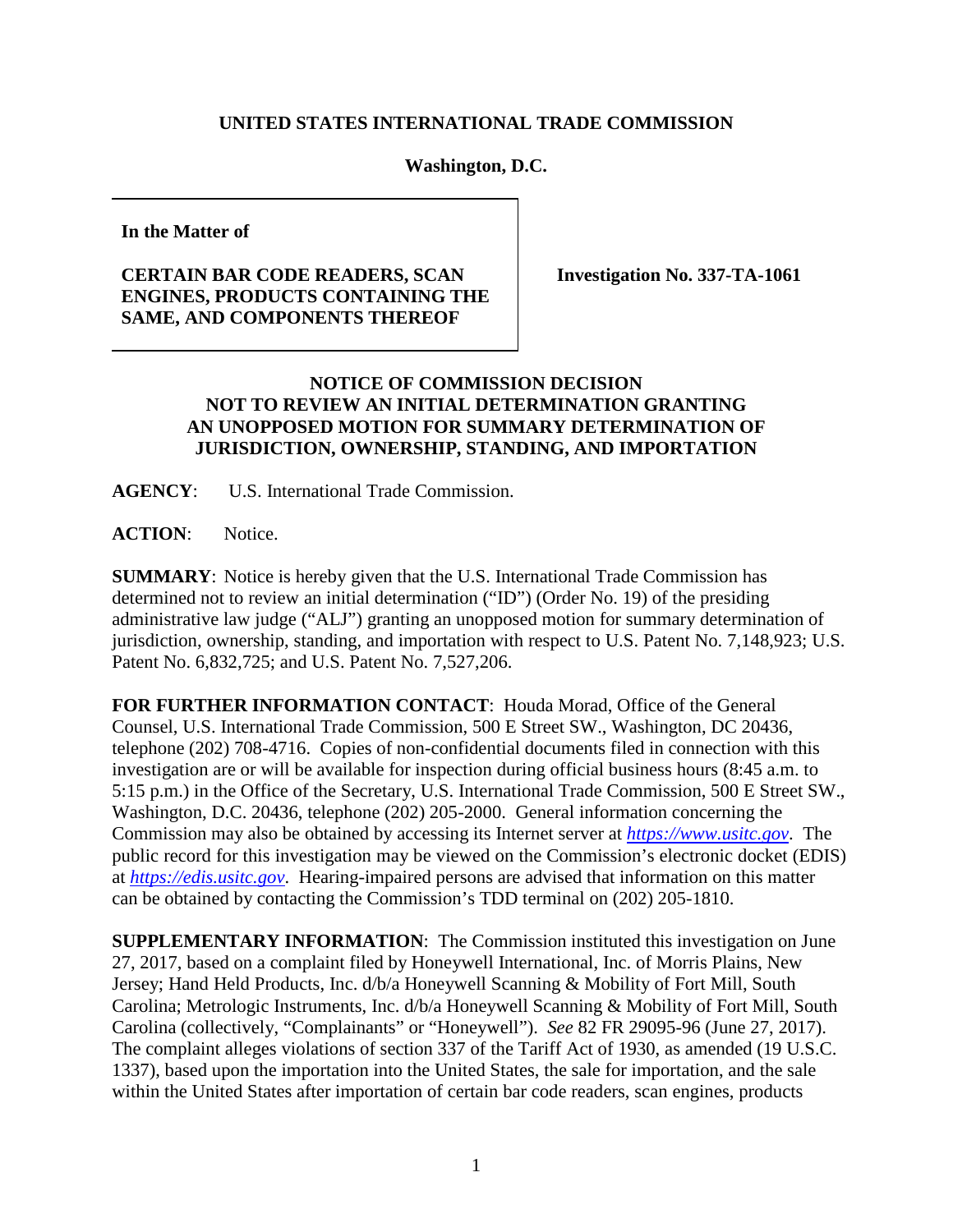**UNITED STATES INTERNATIONAL TRADE COMMISSION**

**Washington, D.C.**

**In the Matter of**

**CERTAIN BAR CODE READERS, SCAN ENGINES, PRODUCTS CONTAINING THE SAME, AND COMPONENTS THEREOF**

**Investigation No. 337-TA-1061**

**NOTICE OF COMMISSION DECISION NOT TO REVIEW AN INITIAL DETERMINATION GRANTING AN UNOPPOSED MOTION FOR SUMMARY DETERMINATION OF JURISDICTION, OWNERSHIP, STANDING, AND IMPORTATION**

**AGENCY**: U.S. International Trade Commission.

**ACTION**: Notice.

**SUMMARY**: Notice is hereby given that the U.S. International Trade Commission has determined not to review an initial determination ("ID") (Order No. 19) of the presiding administrative law judge ("ALJ") granting an unopposed motion for summary determination of jurisdiction, ownership, standing, and importation with respect to U.S. Patent No. 7,148,923; U.S. Patent No. 6,832,725; and U.S. Patent No. 7,527,206.

**FOR FURTHER INFORMATION CONTACT**: Houda Morad, Office of the General Counsel, U.S. International Trade Commission, 500 E Street SW., Washington, DC 20436, telephone (202) 708-4716. Copies of non-confidential documents filed in connection with this investigation are or will be available for inspection during official business hours (8:45 a.m. to 5:15 p.m.) in the Office of the Secretary, U.S. International Trade Commission, 500 E Street SW., Washington, D.C. 20436, telephone (202) 205-2000. General information concerning the Commission may also be obtained by accessing its Internet server at *https://www.usitc.gov*. The public record for this investigation may be viewed on the Commission's electronic docket (EDIS) at *https://edis.usitc.gov*. Hearing-impaired persons are advised that information on this matter can be obtained by contacting the Commission's TDD terminal on (202) 205-1810.

**SUPPLEMENTARY INFORMATION**: The Commission instituted this investigation on June 27, 2017, based on a complaint filed by Honeywell International, Inc. of Morris Plains, New Jersey; Hand Held Products, Inc. d/b/a Honeywell Scanning & Mobility of Fort Mill, South Carolina; Metrologic Instruments, Inc. d/b/a Honeywell Scanning & Mobility of Fort Mill, South Carolina (collectively, "Complainants" or "Honeywell"). *See* 82 FR 29095-96 (June 27, 2017). The complaint alleges violations of section 337 of the Tariff Act of 1930, as amended (19 U.S.C. 1337), based upon the importation into the United States, the sale for importation, and the sale within the United States after importation of certain bar code readers, scan engines, products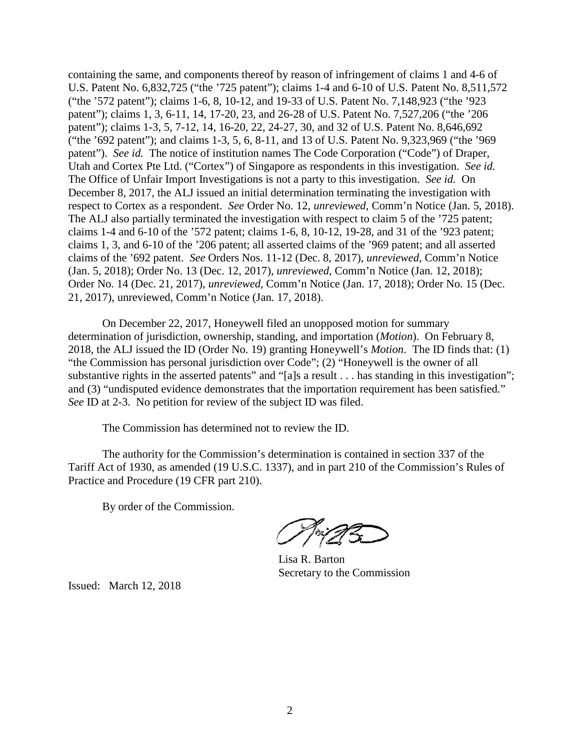containing the same, and components thereof by reason of infringement of claims 1 and 4-6 of U.S. Patent No. 6,832,725 ("the '725 patent"); claims 1-4 and 6-10 of U.S. Patent No. 8,511,572 ("the '572 patent"); claims 1-6, 8, 10-12, and 19-33 of U.S. Patent No. 7,148,923 ("the '923 patent"); claims 1, 3, 6-11, 14, 17-20, 23, and 26-28 of U.S. Patent No. 7,527,206 ("the '206 patent"); claims 1-3, 5, 7-12, 14, 16-20, 22, 24-27, 30, and 32 of U.S. Patent No. 8,646,692 ("the '692 patent"); and claims 1-3, 5, 6, 8-11, and 13 of U.S. Patent No. 9,323,969 ("the '969 patent"). *See id.* The notice of institution names The Code Corporation ("Code") of Draper, Utah and Cortex Pte Ltd. ("Cortex") of Singapore as respondents in this investigation. *See id.* The Office of Unfair Import Investigations is not a party to this investigation. *See id.* On December 8, 2017, the ALJ issued an initial determination terminating the investigation with respect to Cortex as a respondent. *See* Order No. 12, *unreviewed*, Comm'n Notice (Jan. 5, 2018). The ALJ also partially terminated the investigation with respect to claim 5 of the '725 patent; claims 1-4 and 6-10 of the '572 patent; claims 1-6, 8, 10-12, 19-28, and 31 of the '923 patent; claims 1, 3, and 6-10 of the '206 patent; all asserted claims of the '969 patent; and all asserted claims of the '692 patent. *See* Orders Nos. 11-12 (Dec. 8, 2017), *unreviewed*, Comm'n Notice (Jan. 5, 2018); Order No. 13 (Dec. 12, 2017), *unreviewed*, Comm'n Notice (Jan. 12, 2018); Order No. 14 (Dec. 21, 2017), *unreviewed*, Comm'n Notice (Jan. 17, 2018); Order No. 15 (Dec. 21, 2017), unreviewed, Comm'n Notice (Jan. 17, 2018).

On December 22, 2017, Honeywell filed an unopposed motion for summary determination of jurisdiction, ownership, standing, and importation (*Motion*). On February 8, 2018, the ALJ issued the ID (Order No. 19) granting Honeywell's *Motion*. The ID finds that: (1) "the Commission has personal jurisdiction over Code"; (2) "Honeywell is the owner of all substantive rights in the asserted patents" and "[a]s a result . . . has standing in this investigation"; and (3) "undisputed evidence demonstrates that the importation requirement has been satisfied." *See* ID at 2-3. No petition for review of the subject ID was filed.

The Commission has determined not to review the ID.

The authority for the Commission's determination is contained in section 337 of the Tariff Act of 1930, as amended (19 U.S.C. 1337), and in part 210 of the Commission's Rules of Practice and Procedure (19 CFR part 210).

By order of the Commission.

Lisa R. Barton
Secretary to the Commission

Issued: March 12, 2018